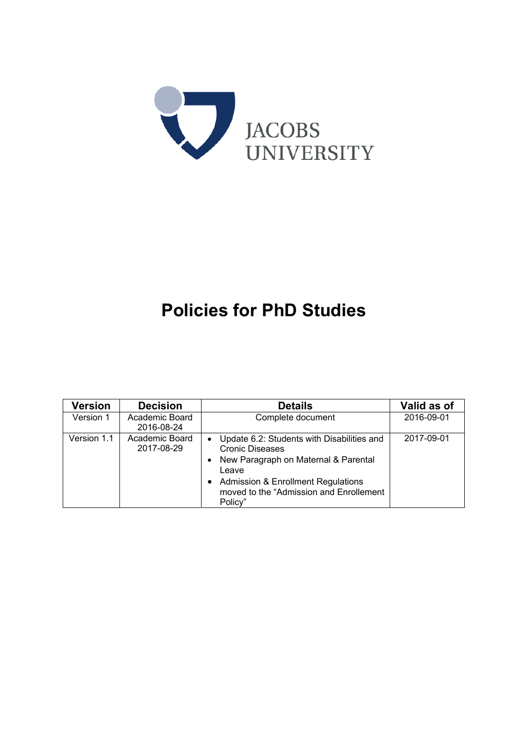JACOBS UNIVERSITY

# Policies for PhD Studies

| Version | Decision | Details | Valid as of |
|---|---|---|---|
| Version 1 | Academic Board 2016-08-24 | Complete document | 2016-09-01 |
| Version 1.1 | Academic Board 2017-08-29 | • Update 6.2: Students with Disabilities and Cronic Diseases<br>• New Paragraph on Maternal & Parental Leave<br>• Admission & Enrollment Regulations moved to the "Admission and Enrollement Policy" | 2017-09-01 |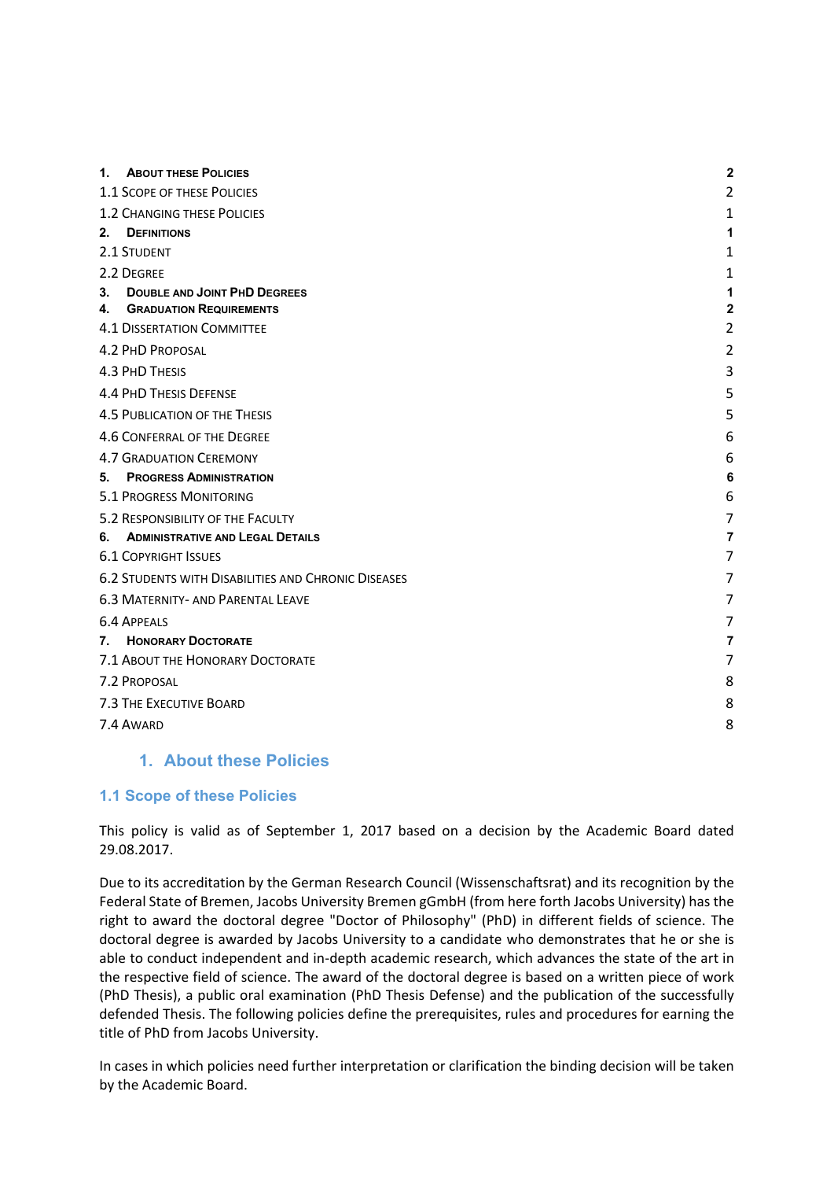| | |
|---|---|
| **1. About these Policies** | **2** |
| 1.1 Scope of these Policies | 2 |
| 1.2 Changing these Policies | 1 |
| **2. Definitions** | **1** |
| 2.1 Student | 1 |
| 2.2 Degree | 1 |
| **3. Double and Joint PhD Degrees** | **1** |
| **4. Graduation Requirements** | **2** |
| 4.1 Dissertation Committee | 2 |
| 4.2 PhD Proposal | 2 |
| 4.3 PhD Thesis | 3 |
| 4.4 PhD Thesis Defense | 5 |
| 4.5 Publication of the Thesis | 5 |
| 4.6 Conferral of the Degree | 6 |
| 4.7 Graduation Ceremony | 6 |
| **5. Progress Administration** | **6** |
| 5.1 Progress Monitoring | 6 |
| 5.2 Responsibility of the Faculty | 7 |
| **6. Administrative and Legal Details** | **7** |
| 6.1 Copyright Issues | 7 |
| 6.2 Students with Disabilities and Chronic Diseases | 7 |
| 6.3 Maternity- and Parental Leave | 7 |
| 6.4 Appeals | 7 |
| **7. Honorary Doctorate** | **7** |
| 7.1 About the Honorary Doctorate | 7 |
| 7.2 Proposal | 8 |
| 7.3 The Executive Board | 8 |
| 7.4 Award | 8 |

# 1. About these Policies

## 1.1 Scope of these Policies

This policy is valid as of September 1, 2017 based on a decision by the Academic Board dated 29.08.2017.

Due to its accreditation by the German Research Council (Wissenschaftsrat) and its recognition by the Federal State of Bremen, Jacobs University Bremen gGmbH (from here forth Jacobs University) has the right to award the doctoral degree "Doctor of Philosophy" (PhD) in different fields of science. The doctoral degree is awarded by Jacobs University to a candidate who demonstrates that he or she is able to conduct independent and in-depth academic research, which advances the state of the art in the respective field of science. The award of the doctoral degree is based on a written piece of work (PhD Thesis), a public oral examination (PhD Thesis Defense) and the publication of the successfully defended Thesis. The following policies define the prerequisites, rules and procedures for earning the title of PhD from Jacobs University.

In cases in which policies need further interpretation or clarification the binding decision will be taken by the Academic Board.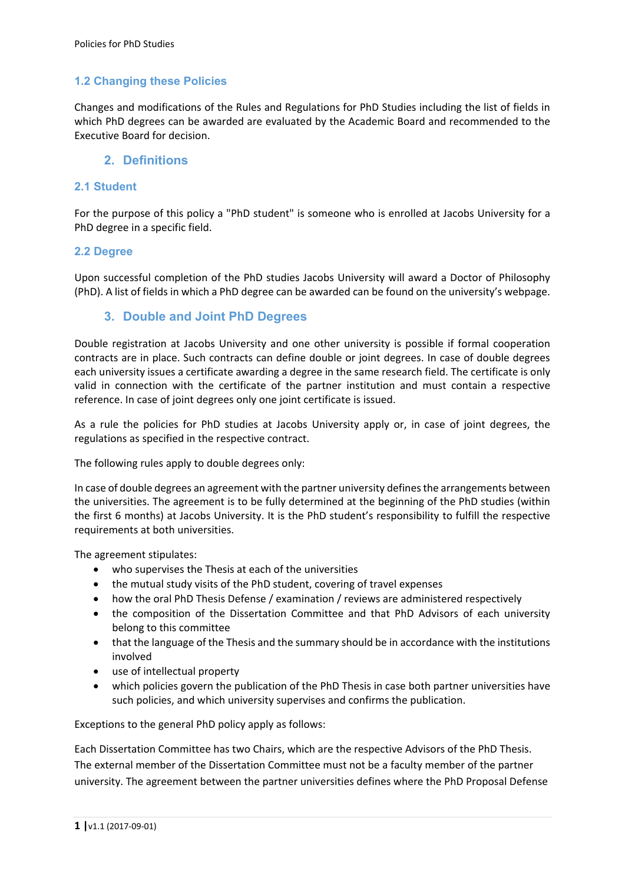### 1.2 Changing these Policies

Changes and modifications of the Rules and Regulations for PhD Studies including the list of fields in which PhD degrees can be awarded are evaluated by the Academic Board and recommended to the Executive Board for decision.

## 2. Definitions

### 2.1 Student

For the purpose of this policy a "PhD student" is someone who is enrolled at Jacobs University for a PhD degree in a specific field.

### 2.2 Degree

Upon successful completion of the PhD studies Jacobs University will award a Doctor of Philosophy (PhD). A list of fields in which a PhD degree can be awarded can be found on the university's webpage.

## 3. Double and Joint PhD Degrees

Double registration at Jacobs University and one other university is possible if formal cooperation contracts are in place. Such contracts can define double or joint degrees. In case of double degrees each university issues a certificate awarding a degree in the same research field. The certificate is only valid in connection with the certificate of the partner institution and must contain a respective reference. In case of joint degrees only one joint certificate is issued.

As a rule the policies for PhD studies at Jacobs University apply or, in case of joint degrees, the regulations as specified in the respective contract.

The following rules apply to double degrees only:

In case of double degrees an agreement with the partner university defines the arrangements between the universities. The agreement is to be fully determined at the beginning of the PhD studies (within the first 6 months) at Jacobs University. It is the PhD student's responsibility to fulfill the respective requirements at both universities.

The agreement stipulates:

- who supervises the Thesis at each of the universities
- the mutual study visits of the PhD student, covering of travel expenses
- how the oral PhD Thesis Defense / examination / reviews are administered respectively
- the composition of the Dissertation Committee and that PhD Advisors of each university belong to this committee
- that the language of the Thesis and the summary should be in accordance with the institutions involved
- use of intellectual property
- which policies govern the publication of the PhD Thesis in case both partner universities have such policies, and which university supervises and confirms the publication.

Exceptions to the general PhD policy apply as follows:

Each Dissertation Committee has two Chairs, which are the respective Advisors of the PhD Thesis. The external member of the Dissertation Committee must not be a faculty member of the partner university. The agreement between the partner universities defines where the PhD Proposal Defense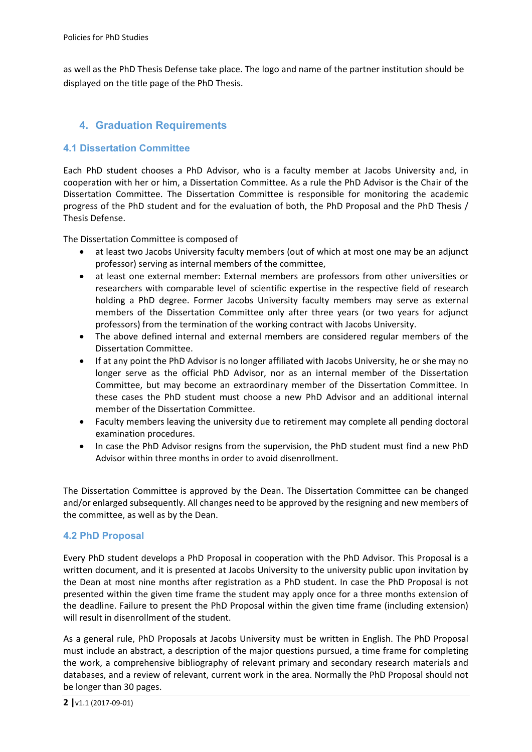as well as the PhD Thesis Defense take place. The logo and name of the partner institution should be displayed on the title page of the PhD Thesis.

## 4. Graduation Requirements

### 4.1 Dissertation Committee

Each PhD student chooses a PhD Advisor, who is a faculty member at Jacobs University and, in cooperation with her or him, a Dissertation Committee. As a rule the PhD Advisor is the Chair of the Dissertation Committee. The Dissertation Committee is responsible for monitoring the academic progress of the PhD student and for the evaluation of both, the PhD Proposal and the PhD Thesis / Thesis Defense.

The Dissertation Committee is composed of

- at least two Jacobs University faculty members (out of which at most one may be an adjunct professor) serving as internal members of the committee,
- at least one external member: External members are professors from other universities or researchers with comparable level of scientific expertise in the respective field of research holding a PhD degree. Former Jacobs University faculty members may serve as external members of the Dissertation Committee only after three years (or two years for adjunct professors) from the termination of the working contract with Jacobs University.
- The above defined internal and external members are considered regular members of the Dissertation Committee.
- If at any point the PhD Advisor is no longer affiliated with Jacobs University, he or she may no longer serve as the official PhD Advisor, nor as an internal member of the Dissertation Committee, but may become an extraordinary member of the Dissertation Committee. In these cases the PhD student must choose a new PhD Advisor and an additional internal member of the Dissertation Committee.
- Faculty members leaving the university due to retirement may complete all pending doctoral examination procedures.
- In case the PhD Advisor resigns from the supervision, the PhD student must find a new PhD Advisor within three months in order to avoid disenrollment.

The Dissertation Committee is approved by the Dean. The Dissertation Committee can be changed and/or enlarged subsequently. All changes need to be approved by the resigning and new members of the committee, as well as by the Dean.

### 4.2 PhD Proposal

Every PhD student develops a PhD Proposal in cooperation with the PhD Advisor. This Proposal is a written document, and it is presented at Jacobs University to the university public upon invitation by the Dean at most nine months after registration as a PhD student. In case the PhD Proposal is not presented within the given time frame the student may apply once for a three months extension of the deadline. Failure to present the PhD Proposal within the given time frame (including extension) will result in disenrollment of the student.

As a general rule, PhD Proposals at Jacobs University must be written in English. The PhD Proposal must include an abstract, a description of the major questions pursued, a time frame for completing the work, a comprehensive bibliography of relevant primary and secondary research materials and databases, and a review of relevant, current work in the area. Normally the PhD Proposal should not be longer than 30 pages.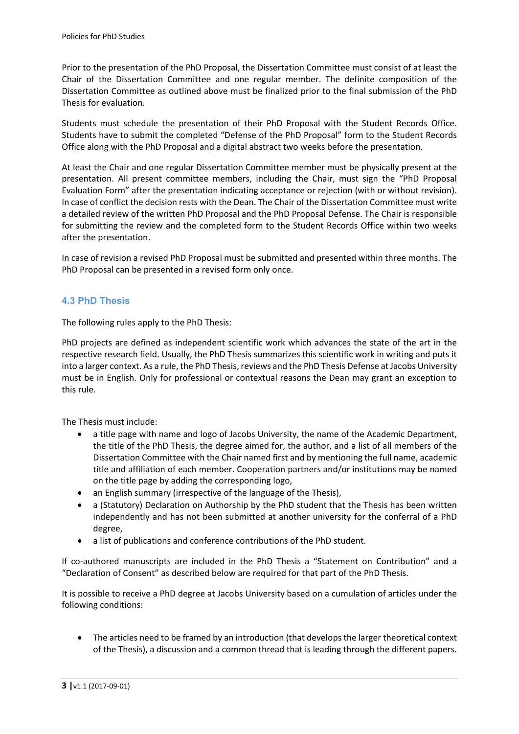Prior to the presentation of the PhD Proposal, the Dissertation Committee must consist of at least the Chair of the Dissertation Committee and one regular member. The definite composition of the Dissertation Committee as outlined above must be finalized prior to the final submission of the PhD Thesis for evaluation.

Students must schedule the presentation of their PhD Proposal with the Student Records Office. Students have to submit the completed "Defense of the PhD Proposal" form to the Student Records Office along with the PhD Proposal and a digital abstract two weeks before the presentation.

At least the Chair and one regular Dissertation Committee member must be physically present at the presentation. All present committee members, including the Chair, must sign the "PhD Proposal Evaluation Form" after the presentation indicating acceptance or rejection (with or without revision). In case of conflict the decision rests with the Dean. The Chair of the Dissertation Committee must write a detailed review of the written PhD Proposal and the PhD Proposal Defense. The Chair is responsible for submitting the review and the completed form to the Student Records Office within two weeks after the presentation.

In case of revision a revised PhD Proposal must be submitted and presented within three months. The PhD Proposal can be presented in a revised form only once.

### 4.3 PhD Thesis

The following rules apply to the PhD Thesis:

PhD projects are defined as independent scientific work which advances the state of the art in the respective research field. Usually, the PhD Thesis summarizes this scientific work in writing and puts it into a larger context. As a rule, the PhD Thesis, reviews and the PhD Thesis Defense at Jacobs University must be in English. Only for professional or contextual reasons the Dean may grant an exception to this rule.

The Thesis must include:

- a title page with name and logo of Jacobs University, the name of the Academic Department, the title of the PhD Thesis, the degree aimed for, the author, and a list of all members of the Dissertation Committee with the Chair named first and by mentioning the full name, academic title and affiliation of each member. Cooperation partners and/or institutions may be named on the title page by adding the corresponding logo,
- an English summary (irrespective of the language of the Thesis),
- a (Statutory) Declaration on Authorship by the PhD student that the Thesis has been written independently and has not been submitted at another university for the conferral of a PhD degree,
- a list of publications and conference contributions of the PhD student.

If co-authored manuscripts are included in the PhD Thesis a "Statement on Contribution" and a "Declaration of Consent" as described below are required for that part of the PhD Thesis.

It is possible to receive a PhD degree at Jacobs University based on a cumulation of articles under the following conditions:

- The articles need to be framed by an introduction (that develops the larger theoretical context of the Thesis), a discussion and a common thread that is leading through the different papers.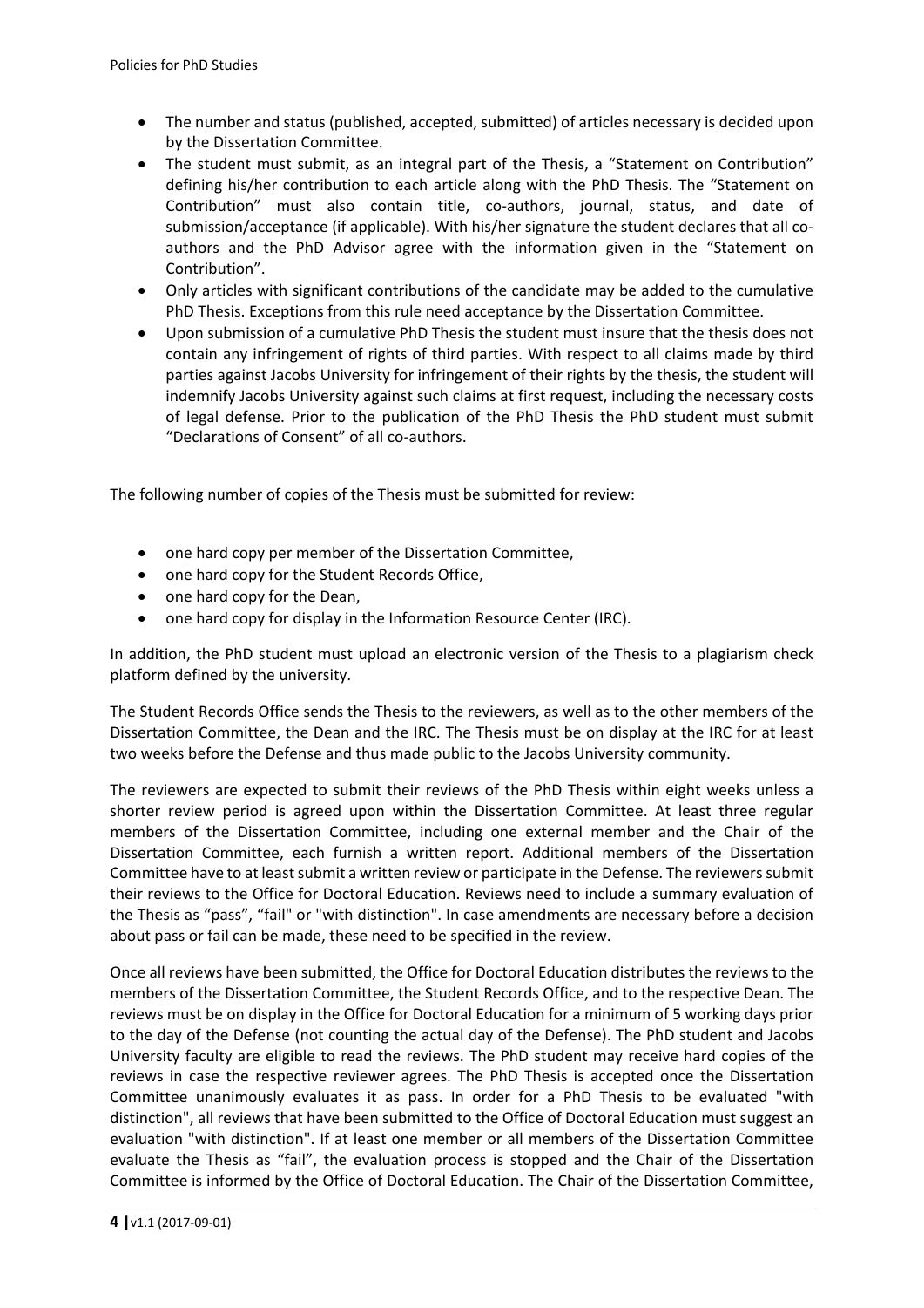- The number and status (published, accepted, submitted) of articles necessary is decided upon by the Dissertation Committee.
- The student must submit, as an integral part of the Thesis, a "Statement on Contribution" defining his/her contribution to each article along with the PhD Thesis. The "Statement on Contribution" must also contain title, co-authors, journal, status, and date of submission/acceptance (if applicable). With his/her signature the student declares that all co-authors and the PhD Advisor agree with the information given in the "Statement on Contribution".
- Only articles with significant contributions of the candidate may be added to the cumulative PhD Thesis. Exceptions from this rule need acceptance by the Dissertation Committee.
- Upon submission of a cumulative PhD Thesis the student must insure that the thesis does not contain any infringement of rights of third parties. With respect to all claims made by third parties against Jacobs University for infringement of their rights by the thesis, the student will indemnify Jacobs University against such claims at first request, including the necessary costs of legal defense. Prior to the publication of the PhD Thesis the PhD student must submit "Declarations of Consent" of all co-authors.

The following number of copies of the Thesis must be submitted for review:

- one hard copy per member of the Dissertation Committee,
- one hard copy for the Student Records Office,
- one hard copy for the Dean,
- one hard copy for display in the Information Resource Center (IRC).

In addition, the PhD student must upload an electronic version of the Thesis to a plagiarism check platform defined by the university.

The Student Records Office sends the Thesis to the reviewers, as well as to the other members of the Dissertation Committee, the Dean and the IRC. The Thesis must be on display at the IRC for at least two weeks before the Defense and thus made public to the Jacobs University community.

The reviewers are expected to submit their reviews of the PhD Thesis within eight weeks unless a shorter review period is agreed upon within the Dissertation Committee. At least three regular members of the Dissertation Committee, including one external member and the Chair of the Dissertation Committee, each furnish a written report. Additional members of the Dissertation Committee have to at least submit a written review or participate in the Defense. The reviewers submit their reviews to the Office for Doctoral Education. Reviews need to include a summary evaluation of the Thesis as "pass", "fail" or "with distinction". In case amendments are necessary before a decision about pass or fail can be made, these need to be specified in the review.

Once all reviews have been submitted, the Office for Doctoral Education distributes the reviews to the members of the Dissertation Committee, the Student Records Office, and to the respective Dean. The reviews must be on display in the Office for Doctoral Education for a minimum of 5 working days prior to the day of the Defense (not counting the actual day of the Defense). The PhD student and Jacobs University faculty are eligible to read the reviews. The PhD student may receive hard copies of the reviews in case the respective reviewer agrees. The PhD Thesis is accepted once the Dissertation Committee unanimously evaluates it as pass. In order for a PhD Thesis to be evaluated "with distinction", all reviews that have been submitted to the Office of Doctoral Education must suggest an evaluation "with distinction". If at least one member or all members of the Dissertation Committee evaluate the Thesis as "fail", the evaluation process is stopped and the Chair of the Dissertation Committee is informed by the Office of Doctoral Education. The Chair of the Dissertation Committee,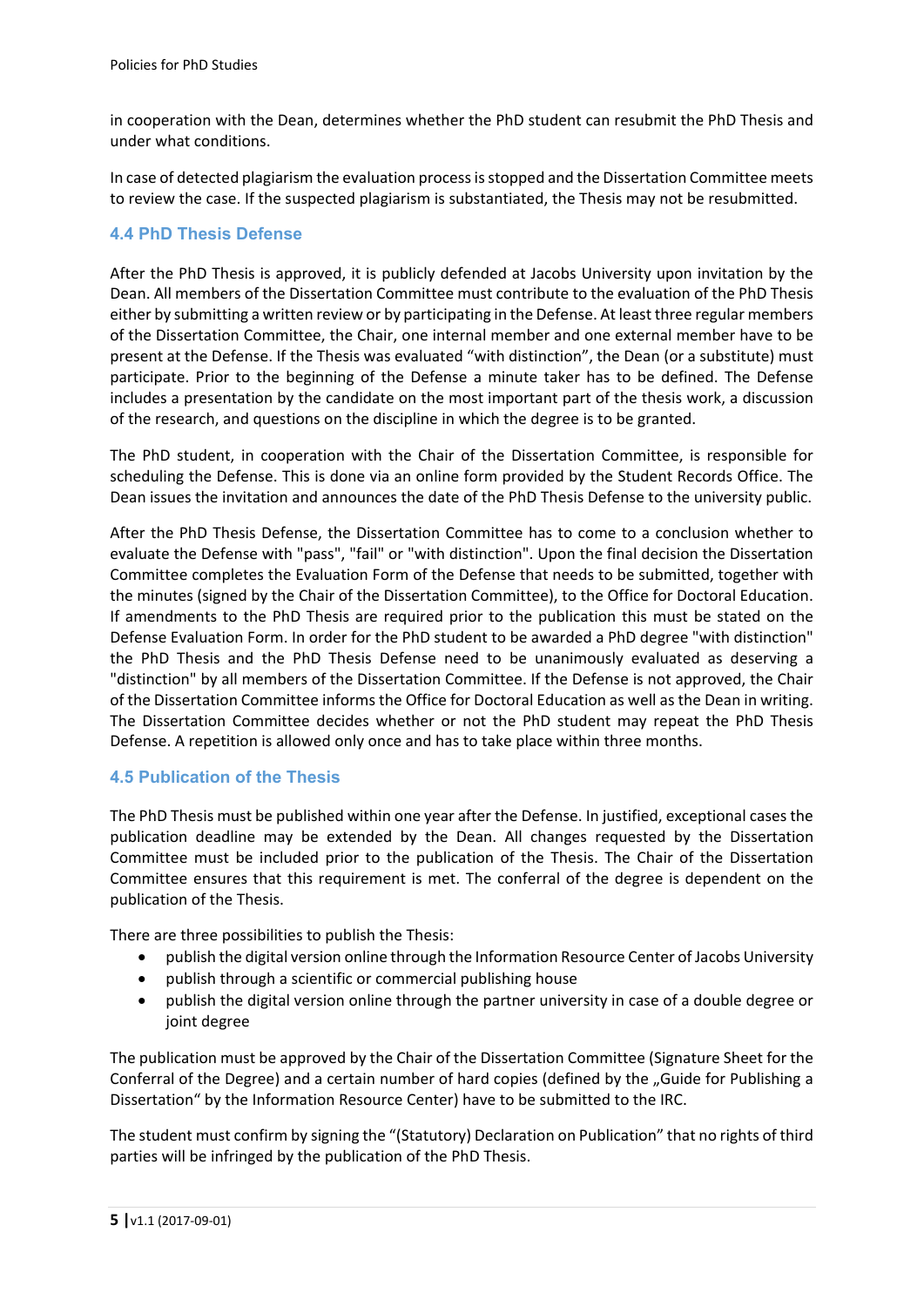in cooperation with the Dean, determines whether the PhD student can resubmit the PhD Thesis and under what conditions.

In case of detected plagiarism the evaluation process is stopped and the Dissertation Committee meets to review the case. If the suspected plagiarism is substantiated, the Thesis may not be resubmitted.

### 4.4 PhD Thesis Defense

After the PhD Thesis is approved, it is publicly defended at Jacobs University upon invitation by the Dean. All members of the Dissertation Committee must contribute to the evaluation of the PhD Thesis either by submitting a written review or by participating in the Defense. At least three regular members of the Dissertation Committee, the Chair, one internal member and one external member have to be present at the Defense. If the Thesis was evaluated "with distinction", the Dean (or a substitute) must participate. Prior to the beginning of the Defense a minute taker has to be defined. The Defense includes a presentation by the candidate on the most important part of the thesis work, a discussion of the research, and questions on the discipline in which the degree is to be granted.

The PhD student, in cooperation with the Chair of the Dissertation Committee, is responsible for scheduling the Defense. This is done via an online form provided by the Student Records Office. The Dean issues the invitation and announces the date of the PhD Thesis Defense to the university public.

After the PhD Thesis Defense, the Dissertation Committee has to come to a conclusion whether to evaluate the Defense with "pass", "fail" or "with distinction". Upon the final decision the Dissertation Committee completes the Evaluation Form of the Defense that needs to be submitted, together with the minutes (signed by the Chair of the Dissertation Committee), to the Office for Doctoral Education. If amendments to the PhD Thesis are required prior to the publication this must be stated on the Defense Evaluation Form. In order for the PhD student to be awarded a PhD degree "with distinction" the PhD Thesis and the PhD Thesis Defense need to be unanimously evaluated as deserving a "distinction" by all members of the Dissertation Committee. If the Defense is not approved, the Chair of the Dissertation Committee informs the Office for Doctoral Education as well as the Dean in writing. The Dissertation Committee decides whether or not the PhD student may repeat the PhD Thesis Defense. A repetition is allowed only once and has to take place within three months.

### 4.5 Publication of the Thesis

The PhD Thesis must be published within one year after the Defense. In justified, exceptional cases the publication deadline may be extended by the Dean. All changes requested by the Dissertation Committee must be included prior to the publication of the Thesis. The Chair of the Dissertation Committee ensures that this requirement is met. The conferral of the degree is dependent on the publication of the Thesis.

There are three possibilities to publish the Thesis:

- publish the digital version online through the Information Resource Center of Jacobs University
- publish through a scientific or commercial publishing house
- publish the digital version online through the partner university in case of a double degree or joint degree

The publication must be approved by the Chair of the Dissertation Committee (Signature Sheet for the Conferral of the Degree) and a certain number of hard copies (defined by the „Guide for Publishing a Dissertation" by the Information Resource Center) have to be submitted to the IRC.

The student must confirm by signing the "(Statutory) Declaration on Publication" that no rights of third parties will be infringed by the publication of the PhD Thesis.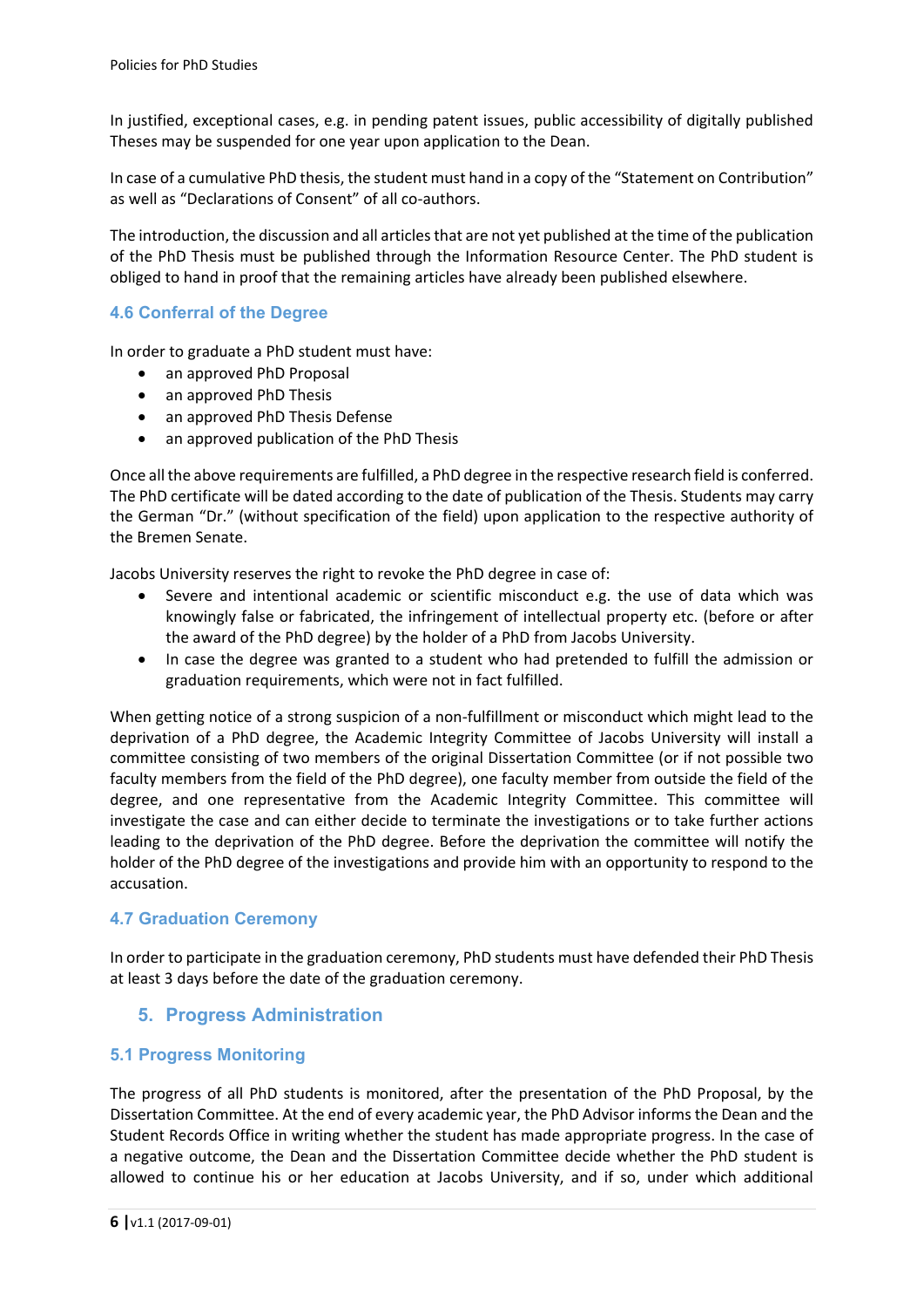In justified, exceptional cases, e.g. in pending patent issues, public accessibility of digitally published Theses may be suspended for one year upon application to the Dean.

In case of a cumulative PhD thesis, the student must hand in a copy of the "Statement on Contribution" as well as "Declarations of Consent" of all co-authors.

The introduction, the discussion and all articles that are not yet published at the time of the publication of the PhD Thesis must be published through the Information Resource Center. The PhD student is obliged to hand in proof that the remaining articles have already been published elsewhere.

### 4.6 Conferral of the Degree

In order to graduate a PhD student must have:

- an approved PhD Proposal
- an approved PhD Thesis
- an approved PhD Thesis Defense
- an approved publication of the PhD Thesis

Once all the above requirements are fulfilled, a PhD degree in the respective research field is conferred. The PhD certificate will be dated according to the date of publication of the Thesis. Students may carry the German "Dr." (without specification of the field) upon application to the respective authority of the Bremen Senate.

Jacobs University reserves the right to revoke the PhD degree in case of:

- Severe and intentional academic or scientific misconduct e.g. the use of data which was knowingly false or fabricated, the infringement of intellectual property etc. (before or after the award of the PhD degree) by the holder of a PhD from Jacobs University.
- In case the degree was granted to a student who had pretended to fulfill the admission or graduation requirements, which were not in fact fulfilled.

When getting notice of a strong suspicion of a non-fulfillment or misconduct which might lead to the deprivation of a PhD degree, the Academic Integrity Committee of Jacobs University will install a committee consisting of two members of the original Dissertation Committee (or if not possible two faculty members from the field of the PhD degree), one faculty member from outside the field of the degree, and one representative from the Academic Integrity Committee. This committee will investigate the case and can either decide to terminate the investigations or to take further actions leading to the deprivation of the PhD degree. Before the deprivation the committee will notify the holder of the PhD degree of the investigations and provide him with an opportunity to respond to the accusation.

### 4.7 Graduation Ceremony

In order to participate in the graduation ceremony, PhD students must have defended their PhD Thesis at least 3 days before the date of the graduation ceremony.

## 5. Progress Administration

### 5.1 Progress Monitoring

The progress of all PhD students is monitored, after the presentation of the PhD Proposal, by the Dissertation Committee. At the end of every academic year, the PhD Advisor informs the Dean and the Student Records Office in writing whether the student has made appropriate progress. In the case of a negative outcome, the Dean and the Dissertation Committee decide whether the PhD student is allowed to continue his or her education at Jacobs University, and if so, under which additional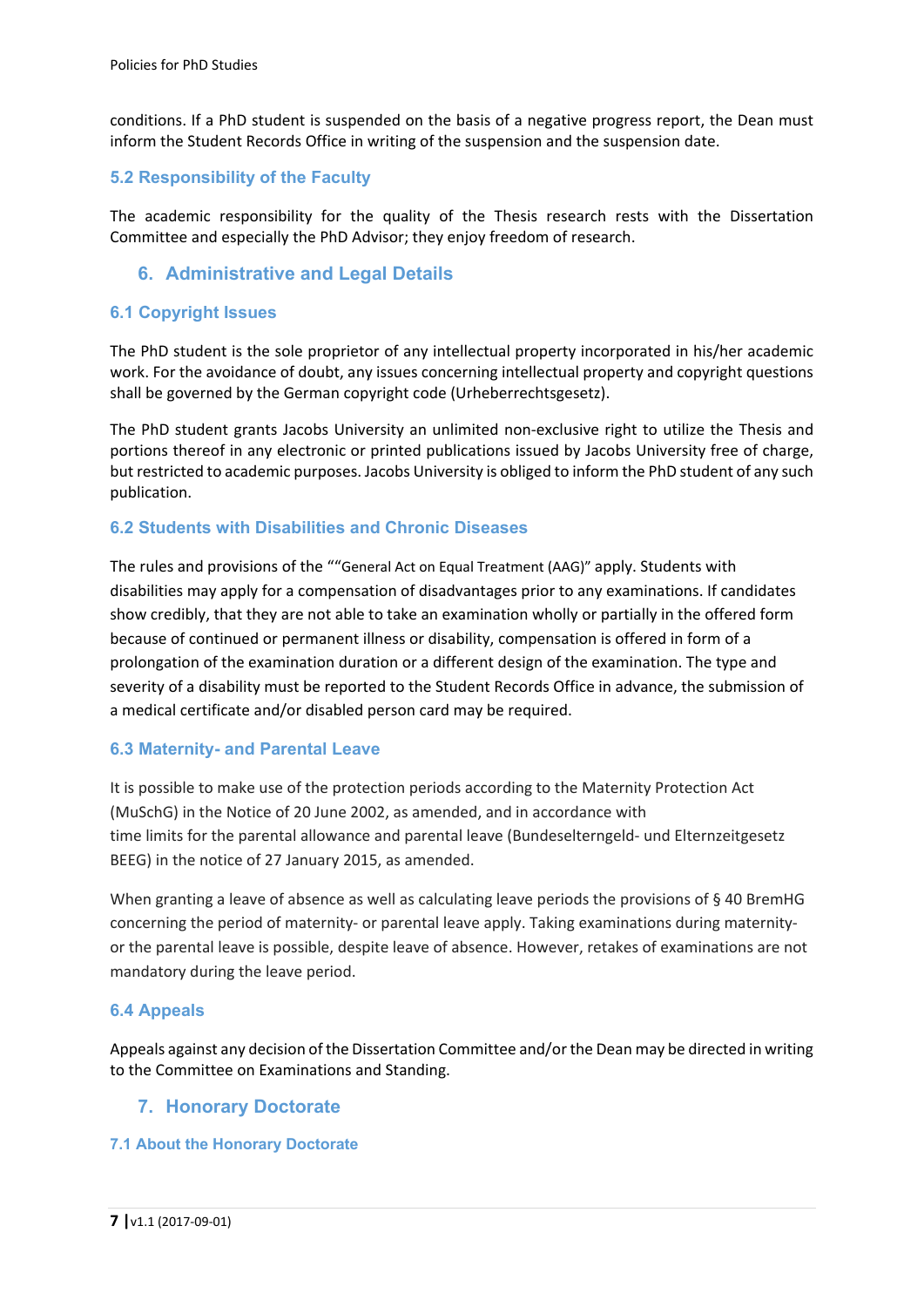conditions. If a PhD student is suspended on the basis of a negative progress report, the Dean must inform the Student Records Office in writing of the suspension and the suspension date.

### 5.2 Responsibility of the Faculty

The academic responsibility for the quality of the Thesis research rests with the Dissertation Committee and especially the PhD Advisor; they enjoy freedom of research.

## 6. Administrative and Legal Details

### 6.1 Copyright Issues

The PhD student is the sole proprietor of any intellectual property incorporated in his/her academic work. For the avoidance of doubt, any issues concerning intellectual property and copyright questions shall be governed by the German copyright code (Urheberrechtsgesetz).

The PhD student grants Jacobs University an unlimited non-exclusive right to utilize the Thesis and portions thereof in any electronic or printed publications issued by Jacobs University free of charge, but restricted to academic purposes. Jacobs University is obliged to inform the PhD student of any such publication.

### 6.2 Students with Disabilities and Chronic Diseases

The rules and provisions of the ""General Act on Equal Treatment (AAG)" apply. Students with disabilities may apply for a compensation of disadvantages prior to any examinations. If candidates show credibly, that they are not able to take an examination wholly or partially in the offered form because of continued or permanent illness or disability, compensation is offered in form of a prolongation of the examination duration or a different design of the examination. The type and severity of a disability must be reported to the Student Records Office in advance, the submission of a medical certificate and/or disabled person card may be required.

### 6.3 Maternity- and Parental Leave

It is possible to make use of the protection periods according to the Maternity Protection Act (MuSchG) in the Notice of 20 June 2002, as amended, and in accordance with time limits for the parental allowance and parental leave (Bundeselterngeld- und Elternzeitgesetz BEEG) in the notice of 27 January 2015, as amended.

When granting a leave of absence as well as calculating leave periods the provisions of § 40 BremHG concerning the period of maternity- or parental leave apply. Taking examinations during maternity- or the parental leave is possible, despite leave of absence. However, retakes of examinations are not mandatory during the leave period.

### 6.4 Appeals

Appeals against any decision of the Dissertation Committee and/or the Dean may be directed in writing to the Committee on Examinations and Standing.

## 7. Honorary Doctorate

### 7.1 About the Honorary Doctorate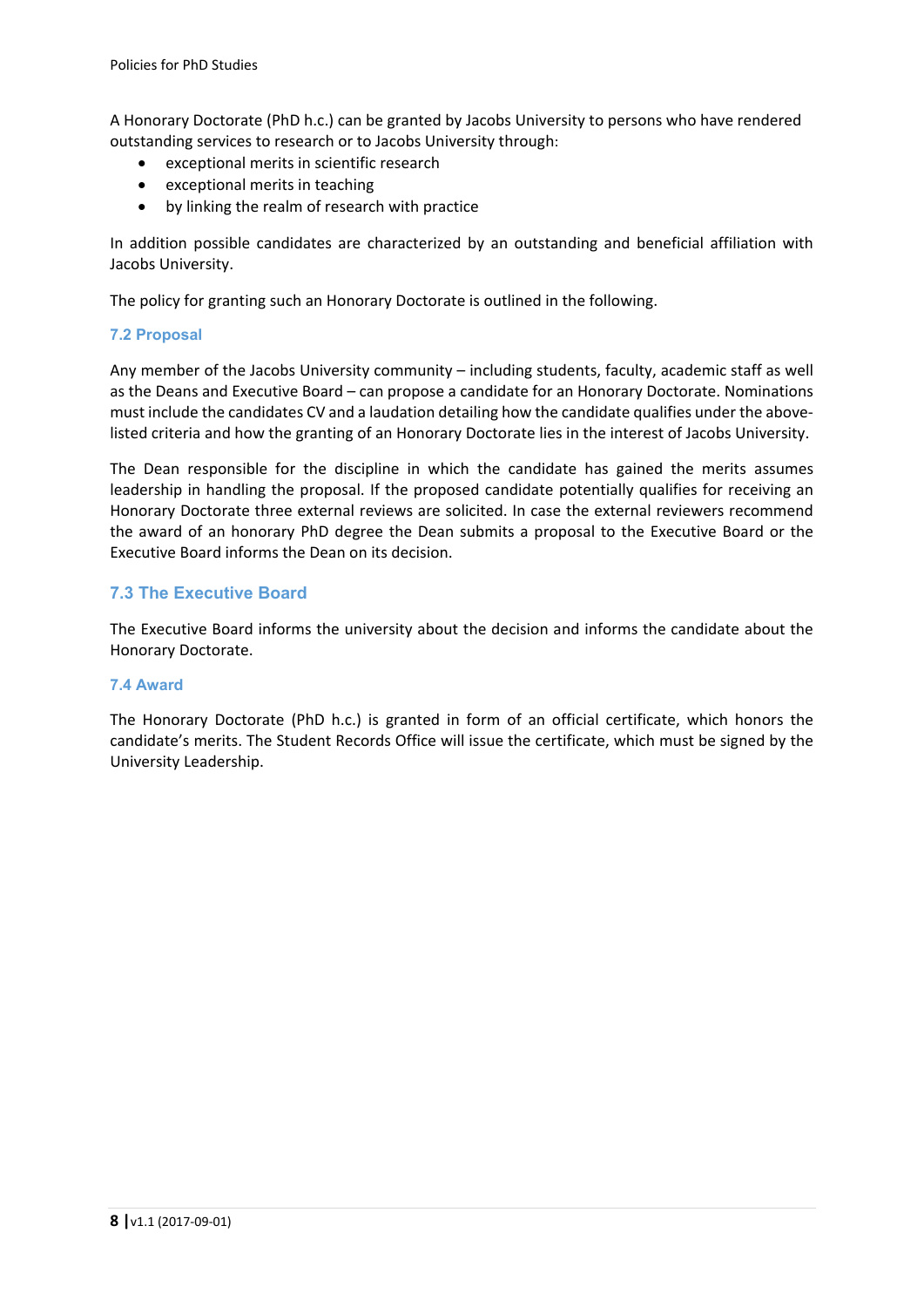A Honorary Doctorate (PhD h.c.) can be granted by Jacobs University to persons who have rendered outstanding services to research or to Jacobs University through:

- exceptional merits in scientific research
- exceptional merits in teaching
- by linking the realm of research with practice

In addition possible candidates are characterized by an outstanding and beneficial affiliation with Jacobs University.

The policy for granting such an Honorary Doctorate is outlined in the following.

### 7.2 Proposal

Any member of the Jacobs University community – including students, faculty, academic staff as well as the Deans and Executive Board – can propose a candidate for an Honorary Doctorate. Nominations must include the candidates CV and a laudation detailing how the candidate qualifies under the above-listed criteria and how the granting of an Honorary Doctorate lies in the interest of Jacobs University.

The Dean responsible for the discipline in which the candidate has gained the merits assumes leadership in handling the proposal. If the proposed candidate potentially qualifies for receiving an Honorary Doctorate three external reviews are solicited. In case the external reviewers recommend the award of an honorary PhD degree the Dean submits a proposal to the Executive Board or the Executive Board informs the Dean on its decision.

## 7.3 The Executive Board

The Executive Board informs the university about the decision and informs the candidate about the Honorary Doctorate.

### 7.4 Award

The Honorary Doctorate (PhD h.c.) is granted in form of an official certificate, which honors the candidate's merits. The Student Records Office will issue the certificate, which must be signed by the University Leadership.